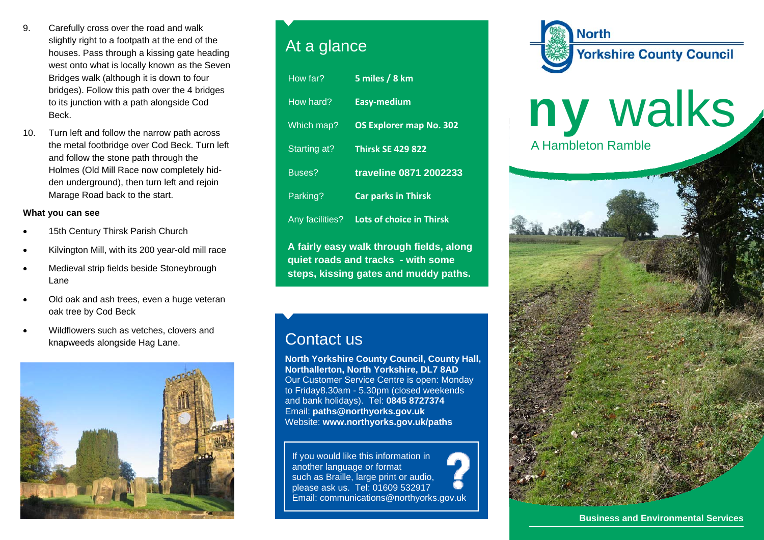9. Carefully cross over the road and walk slightly right to a footpath at the end of the houses. Pass through a kissing gate heading west onto what is locally known as the Seven Bridges walk (although it is down to four bridges). Follow this path over the 4 bridges to its junction with a path alongside Cod Beck.

10. Turn left and follow the narrow path across the metal footbridge over Cod Beck. Turn left and follow the stone path through the Holmes (Old Mill Race now completely hidden underground), then turn left and rejoin Marage Road back to the start.

**What you can see**

- 15th Century Thirsk Parish Church
- Kilvington Mill, with its 200 year-old mill race
- Medieval strip fields beside Stoneybrough Lane
- Old oak and ash trees, even a huge veteran oak tree by Cod Beck
- Wildflowers such as vetches, clovers and knapweeds alongside Hag Lane.

## At a glance

| | |
|---|---|
| How far? | **5 miles / 8 km** |
| How hard? | **Easy-medium** |
| Which map? | **OS Explorer map No. 302** |
| Starting at? | **Thirsk SE 429 822** |
| Buses? | **traveline 0871 2002233** |
| Parking? | **Car parks in Thirsk** |
| Any facilities? | **Lots of choice in Thirsk** |

**A fairly easy walk through fields, along quiet roads and tracks - with some steps, kissing gates and muddy paths.**

## Contact us

**North Yorkshire County Council, County Hall, Northallerton, North Yorkshire, DL7 8AD**
Our Customer Service Centre is open: Monday to Friday8.30am - 5.30pm (closed weekends and bank holidays). Tel: **0845 8727374**
Email: **paths@northyorks.gov.uk**
Website: **www.northyorks.gov.uk/paths**

If you would like this information in another language or format such as Braille, large print or audio, please ask us. Tel: 01609 532917
Email: communications@northyorks.gov.uk

North Yorkshire County Council

# ny walks

## A Hambleton Ramble

**Business and Environmental Services**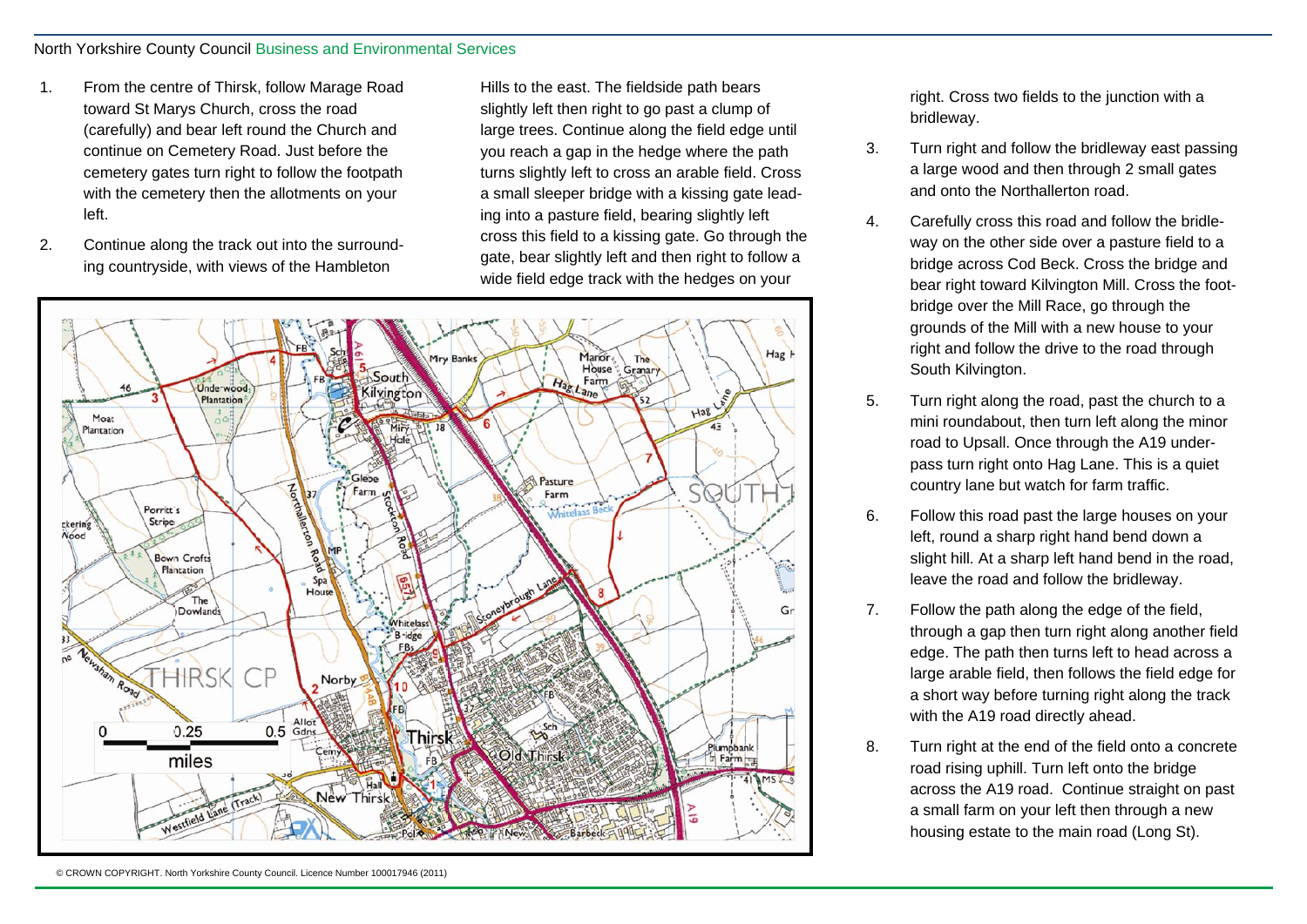1. From the centre of Thirsk, follow Marage Road toward St Marys Church, cross the road (carefully) and bear left round the Church and continue on Cemetery Road. Just before the cemetery gates turn right to follow the footpath with the cemetery then the allotments on your left.
2. Continue along the track out into the surrounding countryside, with views of the Hambleton Hills to the east. The fieldside path bears slightly left then right to go past a clump of large trees. Continue along the field edge until you reach a gap in the hedge where the path turns slightly left to cross an arable field. Cross a small sleeper bridge with a kissing gate leading into a pasture field, bearing slightly left cross this field to a kissing gate. Go through the gate, bear slightly left and then right to follow a wide field edge track with the hedges on your right. Cross two fields to the junction with a bridleway.
3. Turn right and follow the bridleway east passing a large wood and then through 2 small gates and onto the Northallerton road.
4. Carefully cross this road and follow the bridleway on the other side over a pasture field to a bridge across Cod Beck. Cross the bridge and bear right toward Kilvington Mill. Cross the footbridge over the Mill Race, go through the grounds of the Mill with a new house to your right and follow the drive to the road through South Kilvington.
5. Turn right along the road, past the church to a mini roundabout, then turn left along the minor road to Upsall. Once through the A19 underpass turn right onto Hag Lane. This is a quiet country lane but watch for farm traffic.
6. Follow this road past the large houses on your left, round a sharp right hand bend down a slight hill. At a sharp left hand bend in the road, leave the road and follow the bridleway.
7. Follow the path along the edge of the field, through a gap then turn right along another field edge. The path then turns left to head across a large arable field, then follows the field edge for a short way before turning right along the track with the A19 road directly ahead.
8. Turn right at the end of the field onto a concrete road rising uphill. Turn left onto the bridge across the A19 road. Continue straight on past a small farm on your left then through a new housing estate to the main road (Long St).

© CROWN COPYRIGHT. North Yorkshire County Council. Licence Number 100017946 (2011)